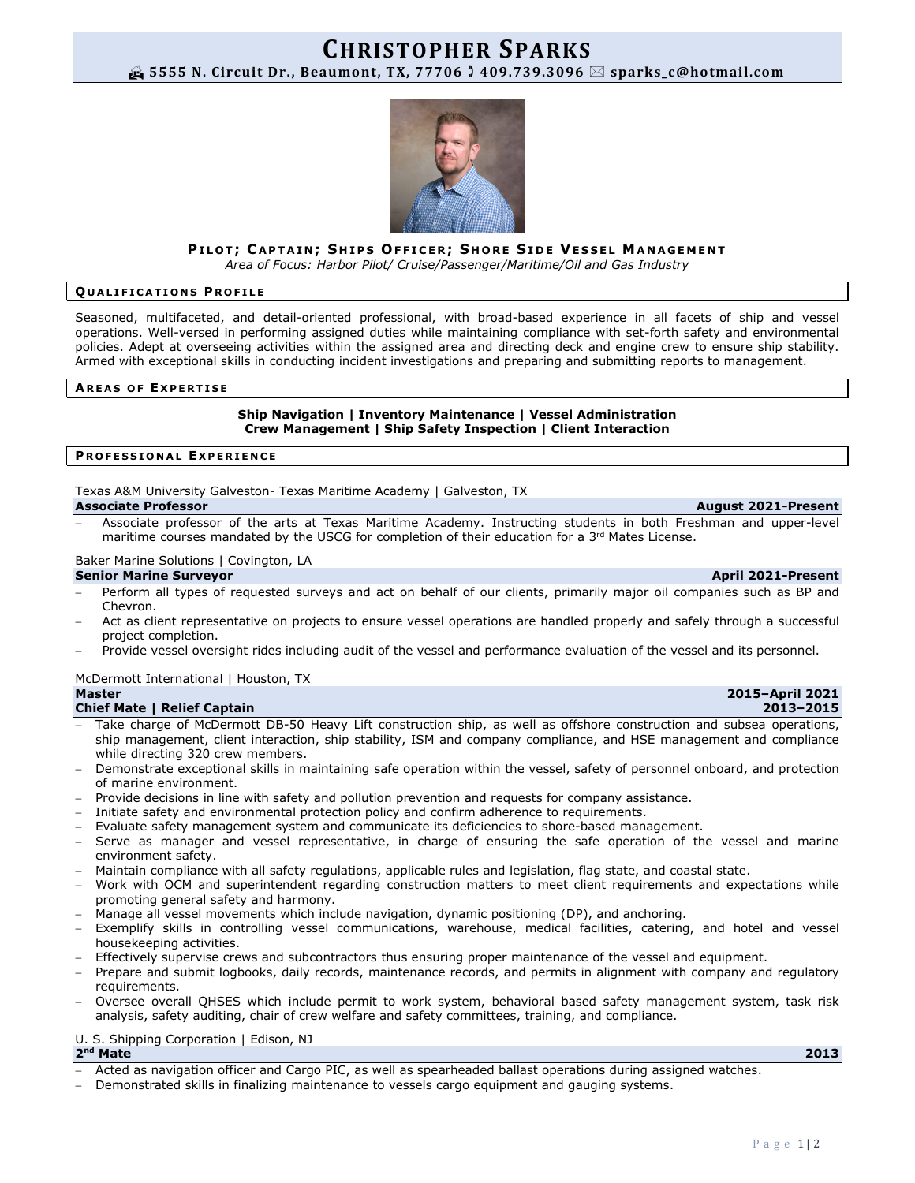# CHRISTOPHER SPARKS

5555 N. Circuit Dr., Beaumont, TX, 77706 ☎ 409.739.3096 ✉ sparks_c@hotmail.com

**PILOT; CAPTAIN; SHIPS OFFICER; SHORE SIDE VESSEL MANAGEMENT**

*Area of Focus: Harbor Pilot/ Cruise/Passenger/Maritime/Oil and Gas Industry*

## QUALIFICATIONS PROFILE

Seasoned, multifaceted, and detail-oriented professional, with broad-based experience in all facets of ship and vessel operations. Well-versed in performing assigned duties while maintaining compliance with set-forth safety and environmental policies. Adept at overseeing activities within the assigned area and directing deck and engine crew to ensure ship stability. Armed with exceptional skills in conducting incident investigations and preparing and submitting reports to management.

## AREAS OF EXPERTISE

**Ship Navigation | Inventory Maintenance | Vessel Administration**
**Crew Management | Ship Safety Inspection | Client Interaction**

## PROFESSIONAL EXPERIENCE

Texas A&M University Galveston- Texas Maritime Academy | Galveston, TX

**Associate Professor** — **August 2021-Present**

- Associate professor of the arts at Texas Maritime Academy. Instructing students in both Freshman and upper-level maritime courses mandated by the USCG for completion of their education for a 3rd Mates License.

Baker Marine Solutions | Covington, LA

**Senior Marine Surveyor** — **April 2021-Present**

- Perform all types of requested surveys and act on behalf of our clients, primarily major oil companies such as BP and Chevron.
- Act as client representative on projects to ensure vessel operations are handled properly and safely through a successful project completion.
- Provide vessel oversight rides including audit of the vessel and performance evaluation of the vessel and its personnel.

McDermott International | Houston, TX

**Master** — **2015–April 2021**
**Chief Mate | Relief Captain** — **2013–2015**

- Take charge of McDermott DB-50 Heavy Lift construction ship, as well as offshore construction and subsea operations, ship management, client interaction, ship stability, ISM and company compliance, and HSE management and compliance while directing 320 crew members.
- Demonstrate exceptional skills in maintaining safe operation within the vessel, safety of personnel onboard, and protection of marine environment.
- Provide decisions in line with safety and pollution prevention and requests for company assistance.
- Initiate safety and environmental protection policy and confirm adherence to requirements.
- Evaluate safety management system and communicate its deficiencies to shore-based management.
- Serve as manager and vessel representative, in charge of ensuring the safe operation of the vessel and marine environment safety.
- Maintain compliance with all safety regulations, applicable rules and legislation, flag state, and coastal state.
- Work with OCM and superintendent regarding construction matters to meet client requirements and expectations while promoting general safety and harmony.
- Manage all vessel movements which include navigation, dynamic positioning (DP), and anchoring.
- Exemplify skills in controlling vessel communications, warehouse, medical facilities, catering, and hotel and vessel housekeeping activities.
- Effectively supervise crews and subcontractors thus ensuring proper maintenance of the vessel and equipment.
- Prepare and submit logbooks, daily records, maintenance records, and permits in alignment with company and regulatory requirements.
- Oversee overall QHSES which include permit to work system, behavioral based safety management system, task risk analysis, safety auditing, chair of crew welfare and safety committees, training, and compliance.

U. S. Shipping Corporation | Edison, NJ

**2nd Mate** — **2013**

- Acted as navigation officer and Cargo PIC, as well as spearheaded ballast operations during assigned watches.
- Demonstrated skills in finalizing maintenance to vessels cargo equipment and gauging systems.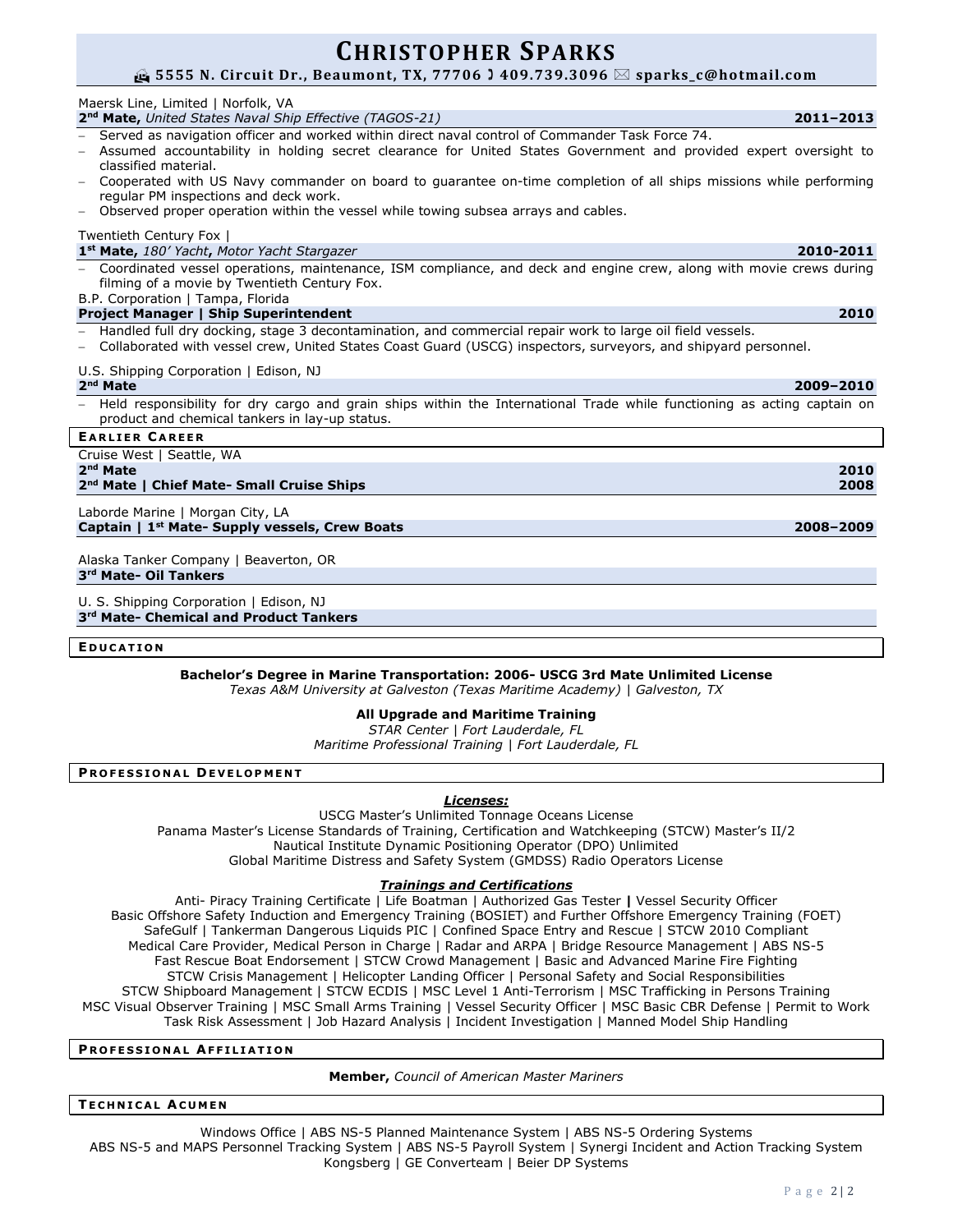# CHRISTOPHER SPARKS

5555 N. Circuit Dr., Beaumont, TX, 77706 | 409.739.3096 | sparks_c@hotmail.com

Maersk Line, Limited | Norfolk, VA

**2nd Mate,** *United States Naval Ship Effective (TAGOS-21)* **2011–2013**

- Served as navigation officer and worked within direct naval control of Commander Task Force 74.
- Assumed accountability in holding secret clearance for United States Government and provided expert oversight to classified material.
- Cooperated with US Navy commander on board to guarantee on-time completion of all ships missions while performing regular PM inspections and deck work.
- Observed proper operation within the vessel while towing subsea arrays and cables.

Twentieth Century Fox |

**1st Mate,** *180' Yacht***,** *Motor Yacht Stargazer* **2010-2011**

- Coordinated vessel operations, maintenance, ISM compliance, and deck and engine crew, along with movie crews during filming of a movie by Twentieth Century Fox.

B.P. Corporation | Tampa, Florida

**Project Manager | Ship Superintendent** **2010**

- Handled full dry docking, stage 3 decontamination, and commercial repair work to large oil field vessels.
- Collaborated with vessel crew, United States Coast Guard (USCG) inspectors, surveyors, and shipyard personnel.

U.S. Shipping Corporation | Edison, NJ

**2nd Mate** **2009–2010**

- Held responsibility for dry cargo and grain ships within the International Trade while functioning as acting captain on product and chemical tankers in lay-up status.

## EARLIER CAREER

Cruise West | Seattle, WA

**2nd Mate** **2010**

**2nd Mate | Chief Mate- Small Cruise Ships** **2008**

Laborde Marine | Morgan City, LA

**Captain | 1st Mate- Supply vessels, Crew Boats** **2008–2009**

Alaska Tanker Company | Beaverton, OR

**3rd Mate- Oil Tankers**

U. S. Shipping Corporation | Edison, NJ

**3rd Mate- Chemical and Product Tankers**

## EDUCATION

**Bachelor's Degree in Marine Transportation: 2006- USCG 3rd Mate Unlimited License**
*Texas A&M University at Galveston (Texas Maritime Academy) | Galveston, TX*

**All Upgrade and Maritime Training**
*STAR Center | Fort Lauderdale, FL*
*Maritime Professional Training | Fort Lauderdale, FL*

## PROFESSIONAL DEVELOPMENT

***Licenses:***

USCG Master's Unlimited Tonnage Oceans License
Panama Master's License Standards of Training, Certification and Watchkeeping (STCW) Master's II/2
Nautical Institute Dynamic Positioning Operator (DPO) Unlimited
Global Maritime Distress and Safety System (GMDSS) Radio Operators License

***Trainings and Certifications***

Anti- Piracy Training Certificate | Life Boatman | Authorized Gas Tester **|** Vessel Security Officer
Basic Offshore Safety Induction and Emergency Training (BOSIET) and Further Offshore Emergency Training (FOET)
SafeGulf | Tankerman Dangerous Liquids PIC | Confined Space Entry and Rescue | STCW 2010 Compliant
Medical Care Provider, Medical Person in Charge | Radar and ARPA | Bridge Resource Management | ABS NS-5
Fast Rescue Boat Endorsement | STCW Crowd Management | Basic and Advanced Marine Fire Fighting
STCW Crisis Management | Helicopter Landing Officer | Personal Safety and Social Responsibilities
STCW Shipboard Management | STCW ECDIS | MSC Level 1 Anti-Terrorism | MSC Trafficking in Persons Training
MSC Visual Observer Training | MSC Small Arms Training | Vessel Security Officer | MSC Basic CBR Defense | Permit to Work
Task Risk Assessment | Job Hazard Analysis | Incident Investigation | Manned Model Ship Handling

## PROFESSIONAL AFFILIATION

**Member,** *Council of American Master Mariners*

## TECHNICAL ACUMEN

Windows Office | ABS NS-5 Planned Maintenance System | ABS NS-5 Ordering Systems
ABS NS-5 and MAPS Personnel Tracking System | ABS NS-5 Payroll System | Synergi Incident and Action Tracking System
Kongsberg | GE Converteam | Beier DP Systems